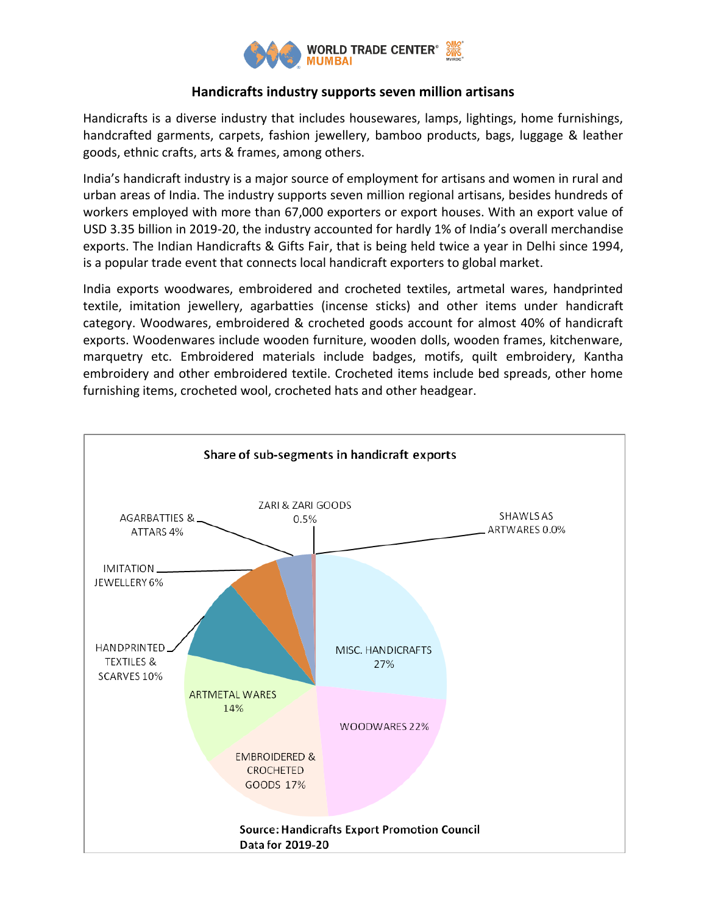## Handicrafts industry supports seven million artisans

Handicrafts is a diverse industry that includes housewares, lamps, lightings, home furnishings, handcrafted garments, carpets, fashion jewellery, bamboo products, bags, luggage & leather goods, ethnic crafts, arts & frames, among others.

India's handicraft industry is a major source of employment for artisans and women in rural and urban areas of India. The industry supports seven million regional artisans, besides hundreds of workers employed with more than 67,000 exporters or export houses. With an export value of USD 3.35 billion in 2019-20, the industry accounted for hardly 1% of India's overall merchandise exports. The Indian Handicrafts & Gifts Fair, that is being held twice a year in Delhi since 1994, is a popular trade event that connects local handicraft exporters to global market.

India exports woodwares, embroidered and crocheted textiles, artmetal wares, handprinted textile, imitation jewellery, agarbatties (incense sticks) and other items under handicraft category. Woodwares, embroidered & crocheted goods account for almost 40% of handicraft exports. Woodenwares include wooden furniture, wooden dolls, wooden frames, kitchenware, marquetry etc. Embroidered materials include badges, motifs, quilt embroidery, Kantha embroidery and other embroidered textile. Crocheted items include bed spreads, other home furnishing items, crocheted wool, crocheted hats and other headgear.

**Share of sub-segments in handicraft exports**

| Sub-segment | Share |
|---|---|
| MISC. HANDICRAFTS | 27% |
| WOODWARES | 22% |
| EMBROIDERED & CROCHETED GOODS | 17% |
| ARTMETAL WARES | 14% |
| HANDPRINTED TEXTILES & SCARVES | 10% |
| IMITATION JEWELLERY | 6% |
| AGARBATTIES & ATTARS | 4% |
| ZARI & ZARI GOODS | 0.5% |
| SHAWLS AS ARTWARES | 0.0% |

**Source: Handicrafts Export Promotion Council**
**Data for 2019-20**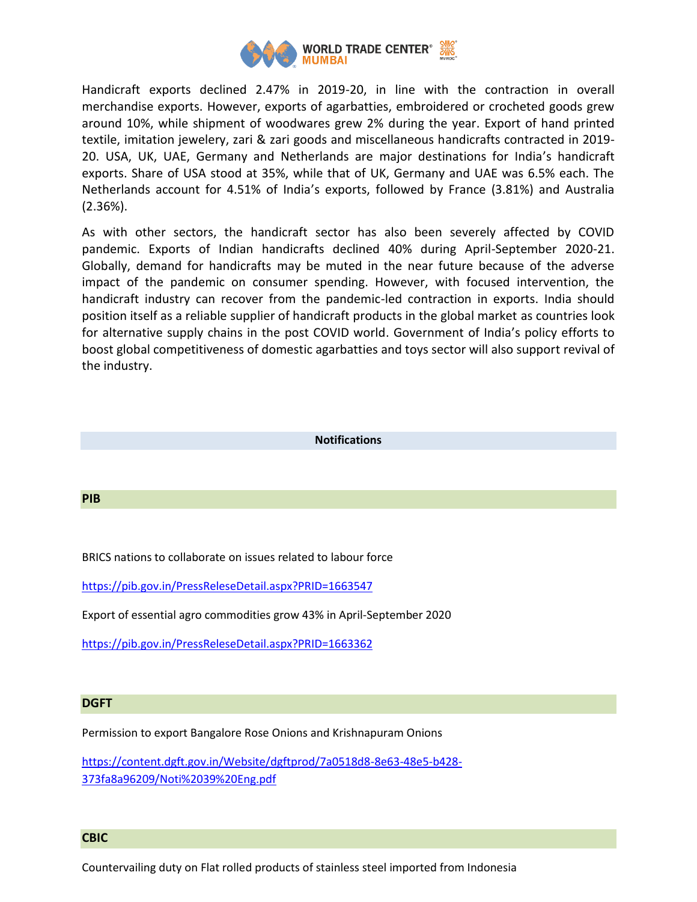Handicraft exports declined 2.47% in 2019-20, in line with the contraction in overall merchandise exports. However, exports of agarbatties, embroidered or crocheted goods grew around 10%, while shipment of woodwares grew 2% during the year. Export of hand printed textile, imitation jewelery, zari & zari goods and miscellaneous handicrafts contracted in 2019-20. USA, UK, UAE, Germany and Netherlands are major destinations for India's handicraft exports. Share of USA stood at 35%, while that of UK, Germany and UAE was 6.5% each. The Netherlands account for 4.51% of India's exports, followed by France (3.81%) and Australia (2.36%).

As with other sectors, the handicraft sector has also been severely affected by COVID pandemic. Exports of Indian handicrafts declined 40% during April-September 2020-21. Globally, demand for handicrafts may be muted in the near future because of the adverse impact of the pandemic on consumer spending. However, with focused intervention, the handicraft industry can recover from the pandemic-led contraction in exports. India should position itself as a reliable supplier of handicraft products in the global market as countries look for alternative supply chains in the post COVID world. Government of India's policy efforts to boost global competitiveness of domestic agarbatties and toys sector will also support revival of the industry.

## Notifications

### PIB

BRICS nations to collaborate on issues related to labour force

https://pib.gov.in/PressReleseDetail.aspx?PRID=1663547

Export of essential agro commodities grow 43% in April-September 2020

https://pib.gov.in/PressReleseDetail.aspx?PRID=1663362

### DGFT

Permission to export Bangalore Rose Onions and Krishnapuram Onions

https://content.dgft.gov.in/Website/dgftprod/7a0518d8-8e63-48e5-b428-373fa8a96209/Noti%2039%20Eng.pdf

### CBIC

Countervailing duty on Flat rolled products of stainless steel imported from Indonesia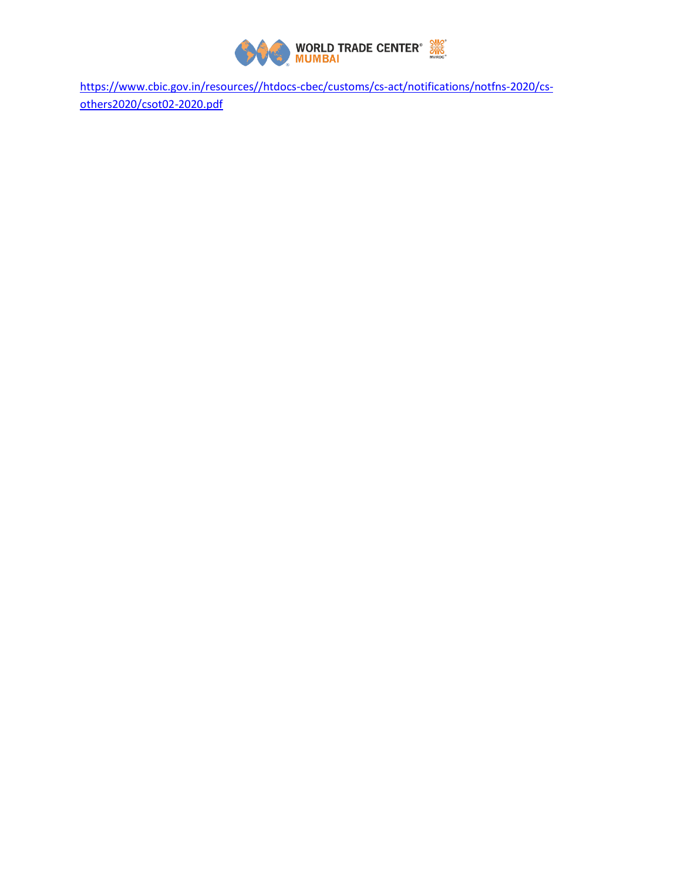https://www.cbic.gov.in/resources//htdocs-cbec/customs/cs-act/notifications/notfns-2020/cs-others2020/csot02-2020.pdf